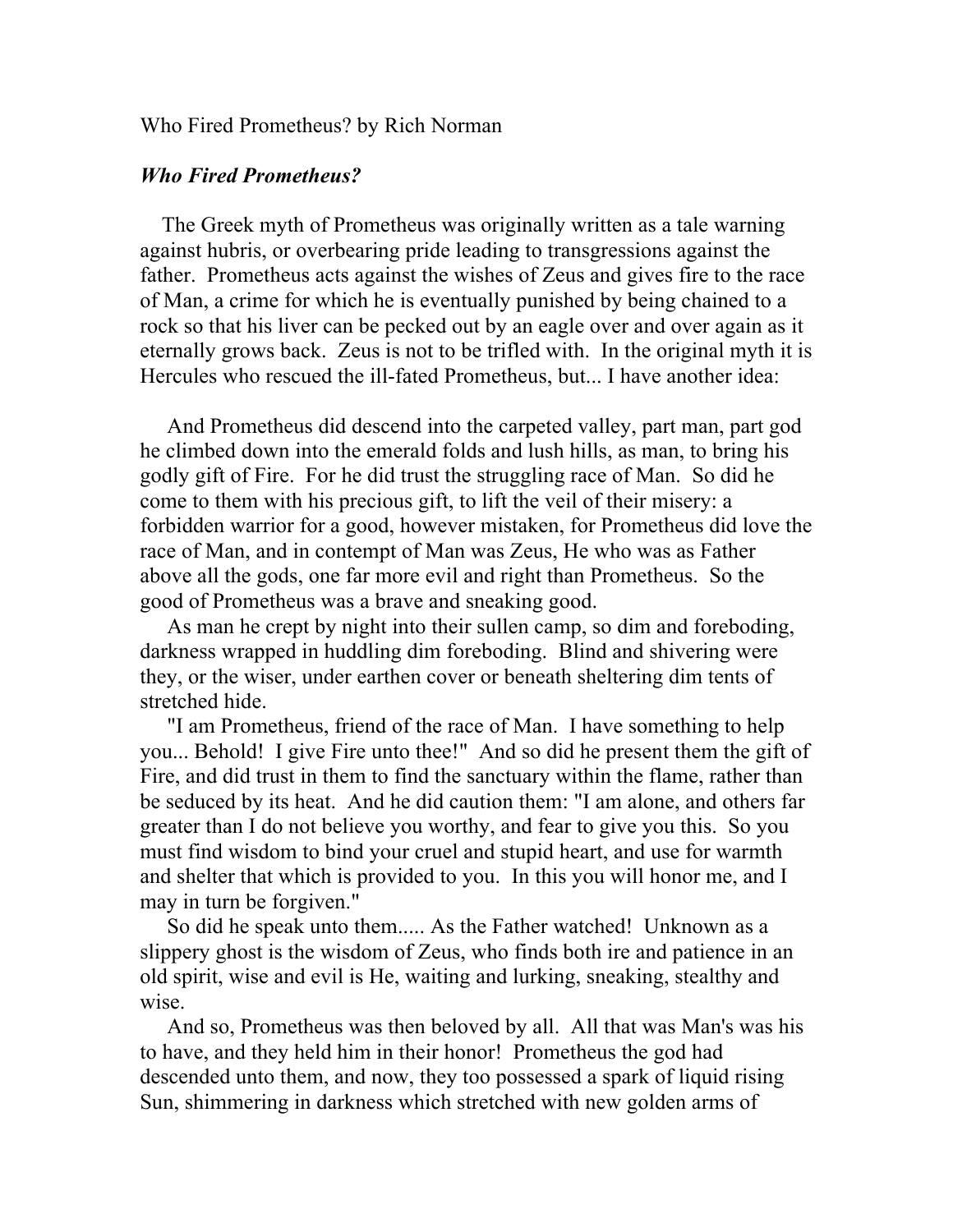Who Fired Prometheus? by Rich Norman

***Who Fired Prometheus?***

The Greek myth of Prometheus was originally written as a tale warning against hubris, or overbearing pride leading to transgressions against the father. Prometheus acts against the wishes of Zeus and gives fire to the race of Man, a crime for which he is eventually punished by being chained to a rock so that his liver can be pecked out by an eagle over and over again as it eternally grows back. Zeus is not to be trifled with. In the original myth it is Hercules who rescued the ill-fated Prometheus, but... I have another idea:

And Prometheus did descend into the carpeted valley, part man, part god he climbed down into the emerald folds and lush hills, as man, to bring his godly gift of Fire. For he did trust the struggling race of Man. So did he come to them with his precious gift, to lift the veil of their misery: a forbidden warrior for a good, however mistaken, for Prometheus did love the race of Man, and in contempt of Man was Zeus, He who was as Father above all the gods, one far more evil and right than Prometheus. So the good of Prometheus was a brave and sneaking good.

As man he crept by night into their sullen camp, so dim and foreboding, darkness wrapped in huddling dim foreboding. Blind and shivering were they, or the wiser, under earthen cover or beneath sheltering dim tents of stretched hide.

"I am Prometheus, friend of the race of Man. I have something to help you... Behold! I give Fire unto thee!" And so did he present them the gift of Fire, and did trust in them to find the sanctuary within the flame, rather than be seduced by its heat. And he did caution them: "I am alone, and others far greater than I do not believe you worthy, and fear to give you this. So you must find wisdom to bind your cruel and stupid heart, and use for warmth and shelter that which is provided to you. In this you will honor me, and I may in turn be forgiven."

So did he speak unto them..... As the Father watched! Unknown as a slippery ghost is the wisdom of Zeus, who finds both ire and patience in an old spirit, wise and evil is He, waiting and lurking, sneaking, stealthy and wise.

And so, Prometheus was then beloved by all. All that was Man's was his to have, and they held him in their honor! Prometheus the god had descended unto them, and now, they too possessed a spark of liquid rising Sun, shimmering in darkness which stretched with new golden arms of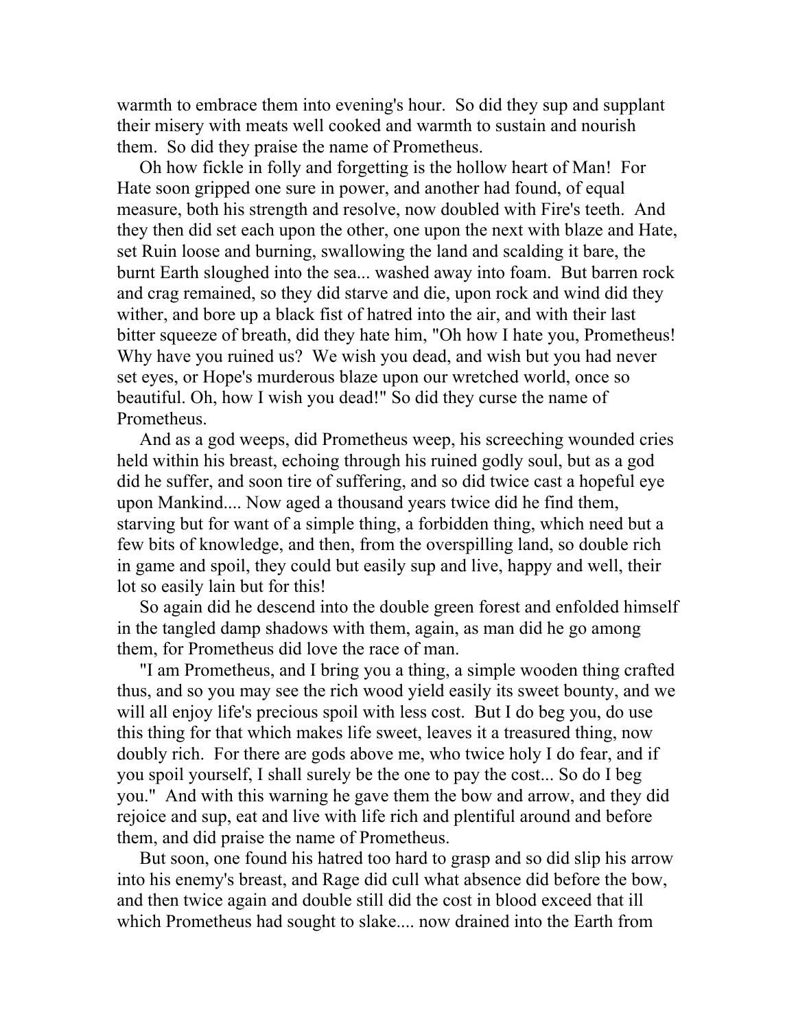warmth to embrace them into evening's hour. So did they sup and supplant their misery with meats well cooked and warmth to sustain and nourish them. So did they praise the name of Prometheus.

Oh how fickle in folly and forgetting is the hollow heart of Man! For Hate soon gripped one sure in power, and another had found, of equal measure, both his strength and resolve, now doubled with Fire's teeth. And they then did set each upon the other, one upon the next with blaze and Hate, set Ruin loose and burning, swallowing the land and scalding it bare, the burnt Earth sloughed into the sea... washed away into foam. But barren rock and crag remained, so they did starve and die, upon rock and wind did they wither, and bore up a black fist of hatred into the air, and with their last bitter squeeze of breath, did they hate him, "Oh how I hate you, Prometheus! Why have you ruined us? We wish you dead, and wish but you had never set eyes, or Hope's murderous blaze upon our wretched world, once so beautiful. Oh, how I wish you dead!" So did they curse the name of Prometheus.

And as a god weeps, did Prometheus weep, his screeching wounded cries held within his breast, echoing through his ruined godly soul, but as a god did he suffer, and soon tire of suffering, and so did twice cast a hopeful eye upon Mankind.... Now aged a thousand years twice did he find them, starving but for want of a simple thing, a forbidden thing, which need but a few bits of knowledge, and then, from the overspilling land, so double rich in game and spoil, they could but easily sup and live, happy and well, their lot so easily lain but for this!

So again did he descend into the double green forest and enfolded himself in the tangled damp shadows with them, again, as man did he go among them, for Prometheus did love the race of man.

"I am Prometheus, and I bring you a thing, a simple wooden thing crafted thus, and so you may see the rich wood yield easily its sweet bounty, and we will all enjoy life's precious spoil with less cost. But I do beg you, do use this thing for that which makes life sweet, leaves it a treasured thing, now doubly rich. For there are gods above me, who twice holy I do fear, and if you spoil yourself, I shall surely be the one to pay the cost... So do I beg you." And with this warning he gave them the bow and arrow, and they did rejoice and sup, eat and live with life rich and plentiful around and before them, and did praise the name of Prometheus.

But soon, one found his hatred too hard to grasp and so did slip his arrow into his enemy's breast, and Rage did cull what absence did before the bow, and then twice again and double still did the cost in blood exceed that ill which Prometheus had sought to slake.... now drained into the Earth from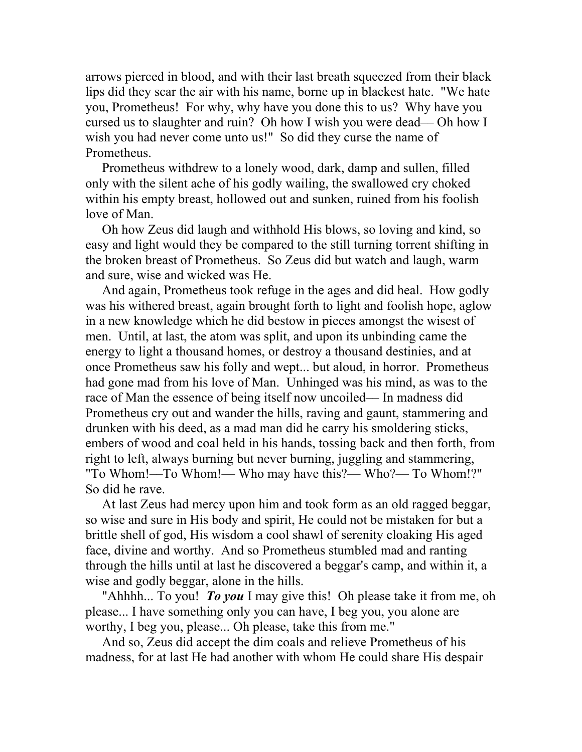arrows pierced in blood, and with their last breath squeezed from their black lips did they scar the air with his name, borne up in blackest hate. "We hate you, Prometheus! For why, why have you done this to us? Why have you cursed us to slaughter and ruin? Oh how I wish you were dead— Oh how I wish you had never come unto us!" So did they curse the name of Prometheus.

Prometheus withdrew to a lonely wood, dark, damp and sullen, filled only with the silent ache of his godly wailing, the swallowed cry choked within his empty breast, hollowed out and sunken, ruined from his foolish love of Man.

Oh how Zeus did laugh and withhold His blows, so loving and kind, so easy and light would they be compared to the still turning torrent shifting in the broken breast of Prometheus. So Zeus did but watch and laugh, warm and sure, wise and wicked was He.

And again, Prometheus took refuge in the ages and did heal. How godly was his withered breast, again brought forth to light and foolish hope, aglow in a new knowledge which he did bestow in pieces amongst the wisest of men. Until, at last, the atom was split, and upon its unbinding came the energy to light a thousand homes, or destroy a thousand destinies, and at once Prometheus saw his folly and wept... but aloud, in horror. Prometheus had gone mad from his love of Man. Unhinged was his mind, as was to the race of Man the essence of being itself now uncoiled— In madness did Prometheus cry out and wander the hills, raving and gaunt, stammering and drunken with his deed, as a mad man did he carry his smoldering sticks, embers of wood and coal held in his hands, tossing back and then forth, from right to left, always burning but never burning, juggling and stammering, "To Whom!—To Whom!— Who may have this?— Who?— To Whom!?" So did he rave.

At last Zeus had mercy upon him and took form as an old ragged beggar, so wise and sure in His body and spirit, He could not be mistaken for but a brittle shell of god, His wisdom a cool shawl of serenity cloaking His aged face, divine and worthy. And so Prometheus stumbled mad and ranting through the hills until at last he discovered a beggar's camp, and within it, a wise and godly beggar, alone in the hills.

"Ahhhh... To you! ***To you*** I may give this! Oh please take it from me, oh please... I have something only you can have, I beg you, you alone are worthy, I beg you, please... Oh please, take this from me."

And so, Zeus did accept the dim coals and relieve Prometheus of his madness, for at last He had another with whom He could share His despair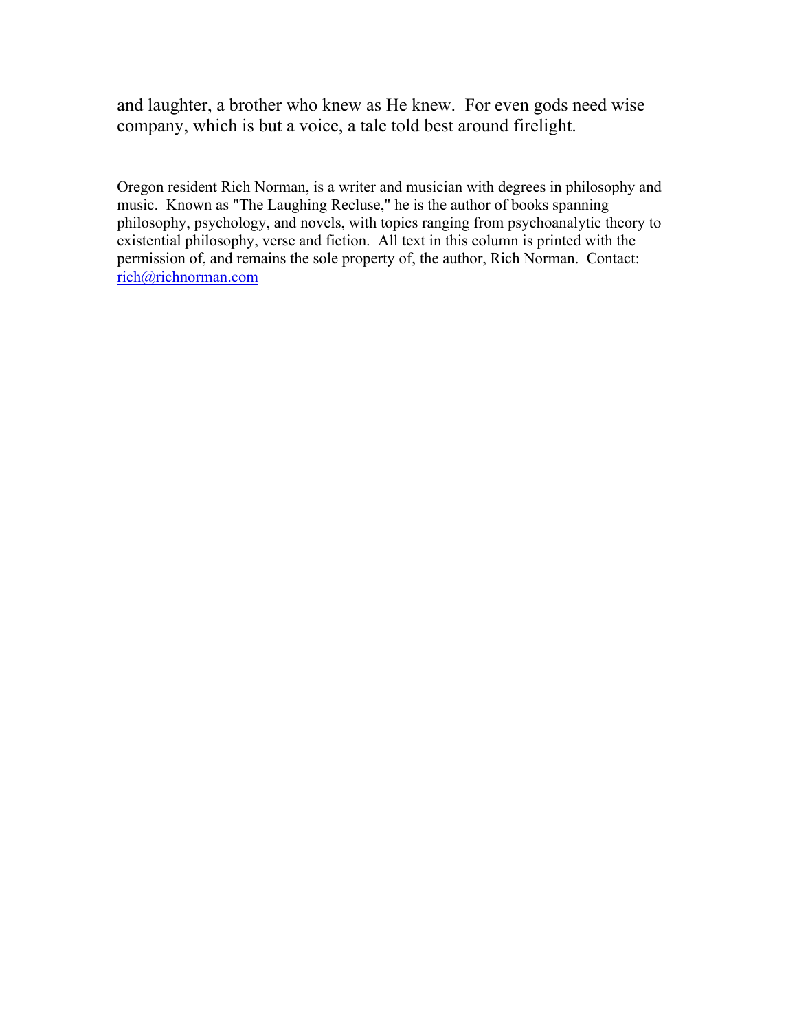and laughter, a brother who knew as He knew. For even gods need wise company, which is but a voice, a tale told best around firelight.

Oregon resident Rich Norman, is a writer and musician with degrees in philosophy and music. Known as "The Laughing Recluse," he is the author of books spanning philosophy, psychology, and novels, with topics ranging from psychoanalytic theory to existential philosophy, verse and fiction. All text in this column is printed with the permission of, and remains the sole property of, the author, Rich Norman. Contact: rich@richnorman.com